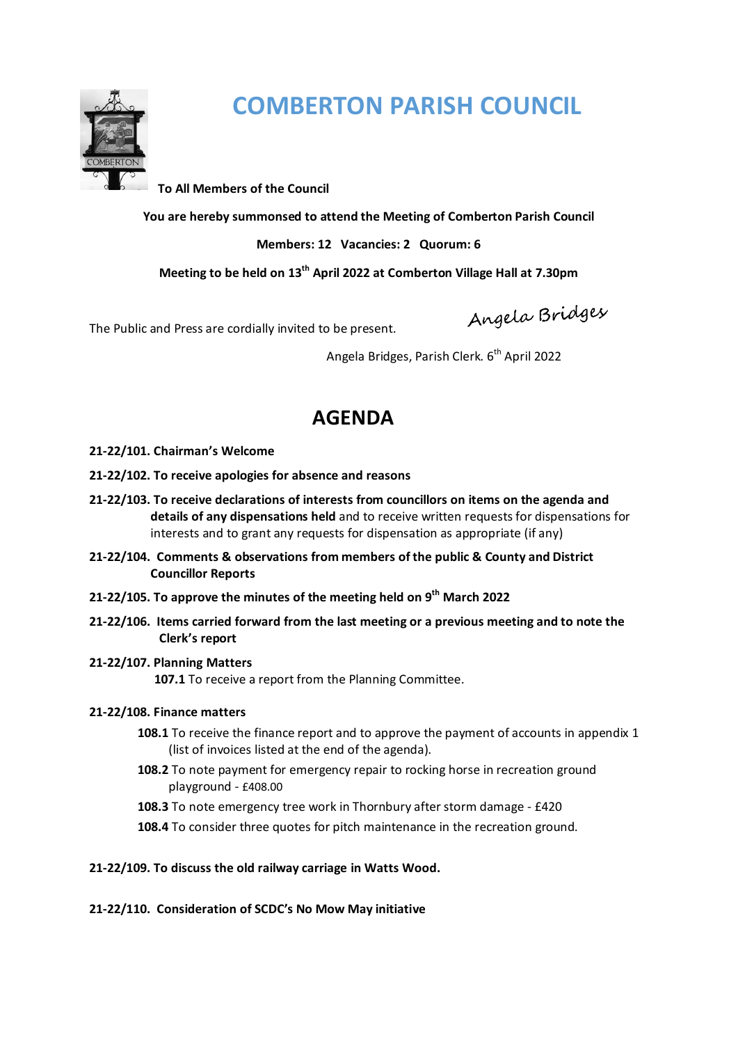# COMBERTON PARISH COUNCIL

**To All Members of the Council**

**You are hereby summonsed to attend the Meeting of Comberton Parish Council**

**Members: 12 Vacancies: 2 Quorum: 6**

**Meeting to be held on 13th April 2022 at Comberton Village Hall at 7.30pm**

The Public and Press are cordially invited to be present.

*Angela Bridges*

Angela Bridges, Parish Clerk. 6th April 2022

## AGENDA

**21-22/101. Chairman's Welcome**

**21-22/102. To receive apologies for absence and reasons**

**21-22/103. To receive declarations of interests from councillors on items on the agenda and details of any dispensations held** and to receive written requests for dispensations for interests and to grant any requests for dispensation as appropriate (if any)

**21-22/104. Comments & observations from members of the public & County and District Councillor Reports**

**21-22/105. To approve the minutes of the meeting held on 9th March 2022**

**21-22/106. Items carried forward from the last meeting or a previous meeting and to note the Clerk's report**

**21-22/107. Planning Matters**

**107.1** To receive a report from the Planning Committee.

**21-22/108. Finance matters**

**108.1** To receive the finance report and to approve the payment of accounts in appendix 1 (list of invoices listed at the end of the agenda).

**108.2** To note payment for emergency repair to rocking horse in recreation ground playground - £408.00

**108.3** To note emergency tree work in Thornbury after storm damage - £420

**108.4** To consider three quotes for pitch maintenance in the recreation ground.

**21-22/109. To discuss the old railway carriage in Watts Wood.**

**21-22/110. Consideration of SCDC's No Mow May initiative**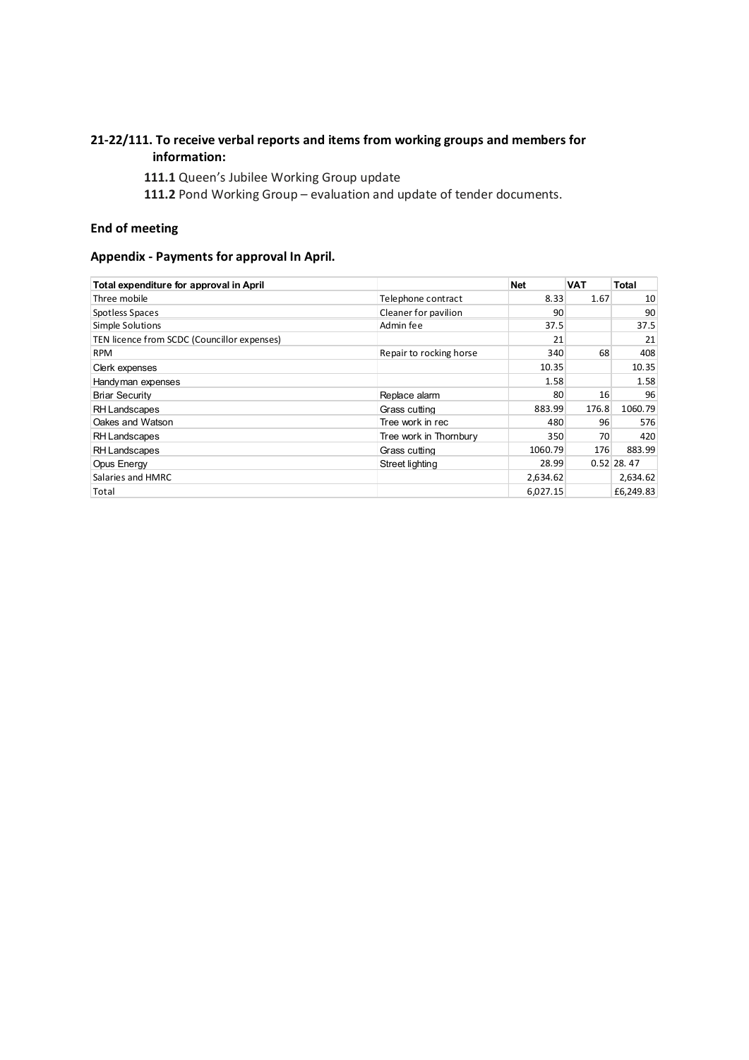**21-22/111. To receive verbal reports and items from working groups and members for information:**

**111.1** Queen's Jubilee Working Group update

**111.2** Pond Working Group – evaluation and update of tender documents.

**End of meeting**

**Appendix - Payments for approval In April.**

| Total expenditure for approval in April | | Net | VAT | Total |
|---|---|---|---|---|
| Three mobile | Telephone contract | 8.33 | 1.67 | 10 |
| Spotless Spaces | Cleaner for pavilion | 90 | | 90 |
| Simple Solutions | Admin fee | 37.5 | | 37.5 |
| TEN licence from SCDC (Councillor expenses) | | 21 | | 21 |
| RPM | Repair to rocking horse | 340 | 68 | 408 |
| Clerk expenses | | 10.35 | | 10.35 |
| Handyman expenses | | 1.58 | | 1.58 |
| Briar Security | Replace alarm | 80 | 16 | 96 |
| RH Landscapes | Grass cutting | 883.99 | 176.8 | 1060.79 |
| Oakes and Watson | Tree work in rec | 480 | 96 | 576 |
| RH Landscapes | Tree work in Thornbury | 350 | 70 | 420 |
| RH Landscapes | Grass cutting | 1060.79 | 176 | 883.99 |
| Opus Energy | Street lighting | 28.99 | 0.52 | 28. 47 |
| Salaries and HMRC | | 2,634.62 | | 2,634.62 |
| Total | | 6,027.15 | | £6,249.83 |